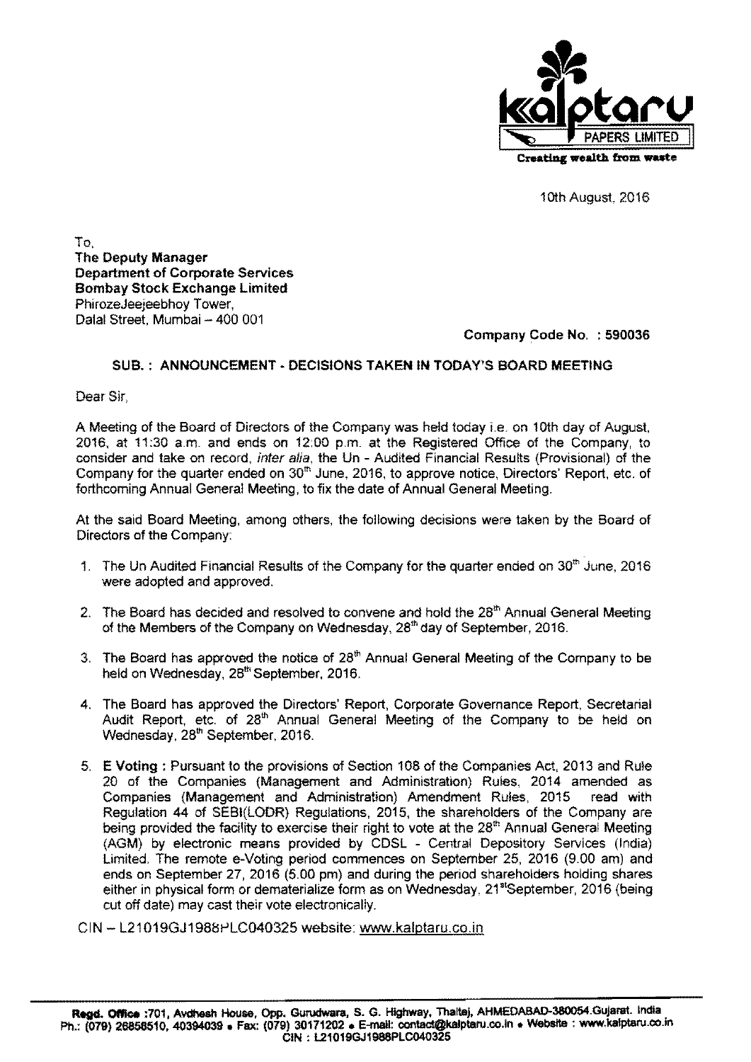kalptaru PAPERS LIMITED
Creating wealth from waste

10th August, 2016

To,
**The Deputy Manager**
**Department of Corporate Services**
**Bombay Stock Exchange Limited**
PhirozeJeejeebhoy Tower,
Dalal Street, Mumbai – 400 001

**Company Code No. : 590036**

**SUB. : ANNOUNCEMENT - DECISIONS TAKEN IN TODAY'S BOARD MEETING**

Dear Sir,

A Meeting of the Board of Directors of the Company was held today i.e. on 10th day of August, 2016, at 11:30 a.m. and ends on 12:00 p.m. at the Registered Office of the Company, to consider and take on record, *inter alia*, the Un - Audited Financial Results (Provisional) of the Company for the quarter ended on 30th June, 2016, to approve notice, Directors' Report, etc. of forthcoming Annual General Meeting, to fix the date of Annual General Meeting.

At the said Board Meeting, among others, the following decisions were taken by the Board of Directors of the Company:

1. The Un Audited Financial Results of the Company for the quarter ended on 30th June, 2016 were adopted and approved.
2. The Board has decided and resolved to convene and hold the 28th Annual General Meeting of the Members of the Company on Wednesday, 28th day of September, 2016.
3. The Board has approved the notice of 28th Annual General Meeting of the Company to be held on Wednesday, 28th September, 2016.
4. The Board has approved the Directors' Report, Corporate Governance Report, Secretarial Audit Report, etc. of 28th Annual General Meeting of the Company to be held on Wednesday, 28th September, 2016.
5. **E Voting :** Pursuant to the provisions of Section 108 of the Companies Act, 2013 and Rule 20 of the Companies (Management and Administration) Rules, 2014 amended as Companies (Management and Administration) Amendment Rules, 2015 read with Regulation 44 of SEBI(LODR) Regulations, 2015, the shareholders of the Company are being provided the facility to exercise their right to vote at the 28th Annual General Meeting (AGM) by electronic means provided by CDSL - Central Depository Services (India) Limited. The remote e-Voting period commences on September 25, 2016 (9.00 am) and ends on September 27, 2016 (5.00 pm) and during the period shareholders holding shares either in physical form or dematerialize form as on Wednesday, 21stSeptember, 2016 (being cut off date) may cast their vote electronically.

CIN – L21019GJ1988PLC040325 website: www.kalptaru.co.in

**Regd. Office** :701, Avdhesh House, Opp. Gurudwara, S. G. Highway, Thaltej, AHMEDABAD-380054.Gujarat. India
Ph.: (079) 26858510, 40394039 • Fax: (079) 30171202 • E-mail: contact@kalptaru.co.in • Website : www.kalptaru.co.in
CIN : L21019GJ1988PLC040325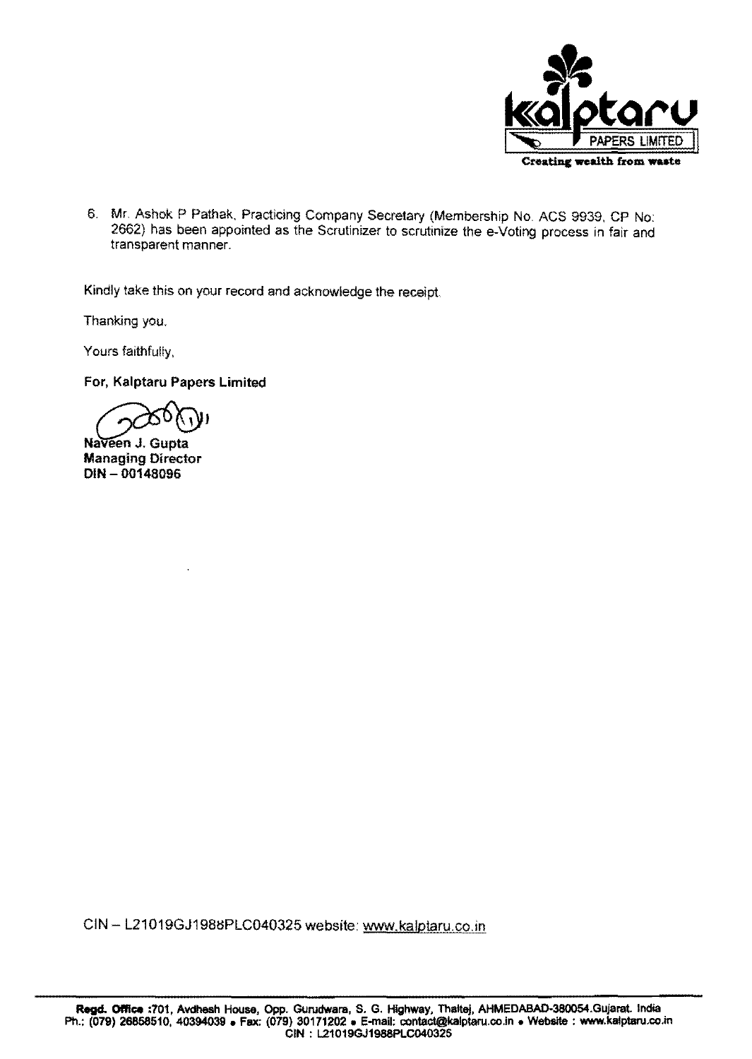6. Mr. Ashok P Pathak, Practicing Company Secretary (Membership No. ACS 9939, CP No: 2662) has been appointed as the Scrutinizer to scrutinize the e-Voting process in fair and transparent manner.

Kindly take this on your record and acknowledge the receipt.

Thanking you.

Yours faithfully,

**For, Kalptaru Papers Limited**

**Naveen J. Gupta**
**Managing Director**
**DIN – 00148096**

CIN – L21019GJ1988PLC040325 website: www.kalptaru.co.in

**Regd. Office** :701, Avdhesh House, Opp. Gurudwara, S. G. Highway, Thaltej, AHMEDABAD-380054.Gujarat. India
Ph.: (079) 26858510, 40394039 • Fax: (079) 30171202 • E-mail: contact@kalptaru.co.in • Website : www.kalptaru.co.in
CIN : L21019GJ1988PLC040325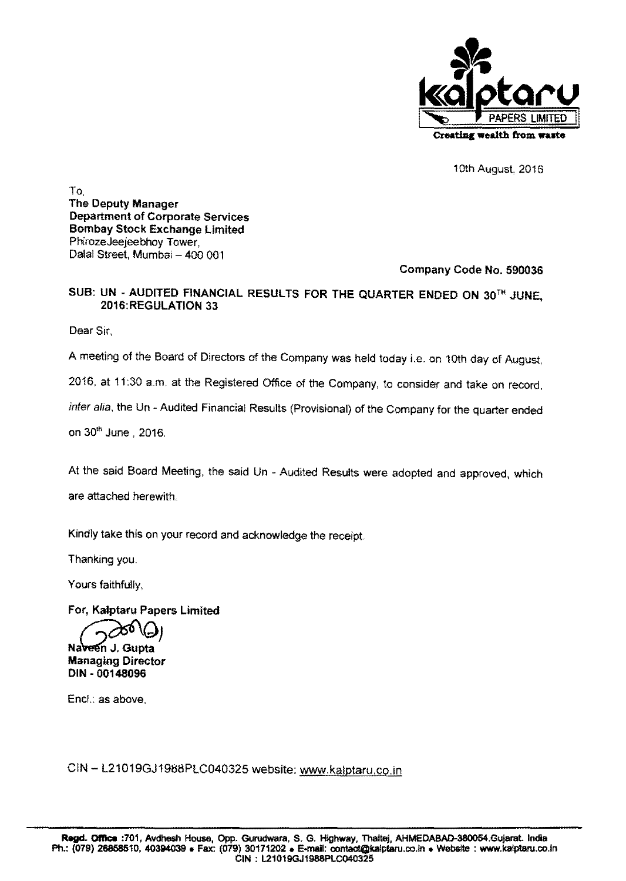**kalptaru PAPERS LIMITED**

Creating wealth from waste

10th August, 2016

To,
**The Deputy Manager**
**Department of Corporate Services**
**Bombay Stock Exchange Limited**
PhirozeJeejeebhoy Tower,
Dalal Street, Mumbai – 400 001

**Company Code No. 590036**

**SUB: UN - AUDITED FINANCIAL RESULTS FOR THE QUARTER ENDED ON 30TH JUNE, 2016:REGULATION 33**

Dear Sir,

A meeting of the Board of Directors of the Company was held today i.e. on 10th day of August, 2016, at 11:30 a.m. at the Registered Office of the Company, to consider and take on record, *inter alia*, the Un - Audited Financial Results (Provisional) of the Company for the quarter ended on 30th June , 2016.

At the said Board Meeting, the said Un - Audited Results were adopted and approved, which are attached herewith.

Kindly take this on your record and acknowledge the receipt.

Thanking you.

Yours faithfully,

**For, Kalptaru Papers Limited**

**Naveen J. Gupta**
**Managing Director**
**DIN - 00148096**

Encl.: as above.

CIN – L21019GJ1988PLC040325 website: www.kalptaru.co.in

**Regd. Office** :701, Avdhesh House, Opp. Gurudwara, S. G. Highway, Thaltej, AHMEDABAD-380054.Gujarat. India
Ph.: (079) 26858510, 40394039 • Fax: (079) 30171202 • E-mail: contact@kalptaru.co.in • Website : www.kalptaru.co.in
CIN : L21019GJ1988PLC040325